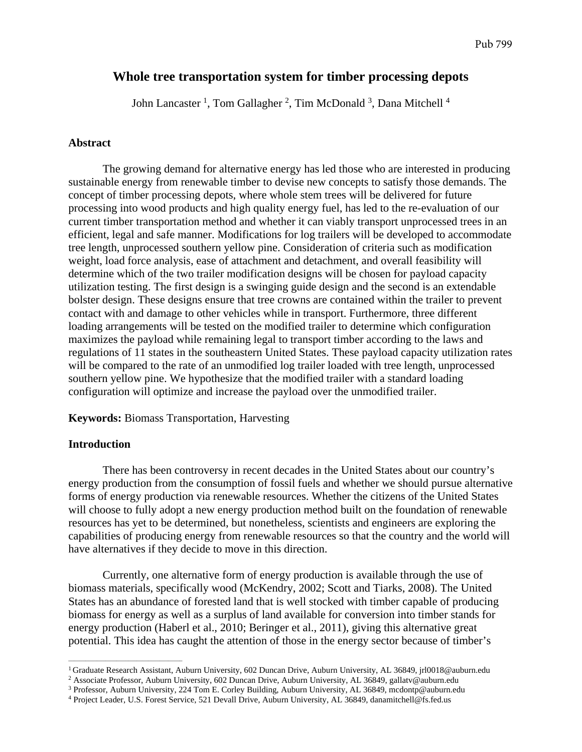Pub 799

# Whole tree transportation system for timber processing depots

John Lancaster [1], Tom Gallagher [2], Tim McDonald [3], Dana Mitchell [4]

## Abstract

The growing demand for alternative energy has led those who are interested in producing sustainable energy from renewable timber to devise new concepts to satisfy those demands. The concept of timber processing depots, where whole stem trees will be delivered for future processing into wood products and high quality energy fuel, has led to the re-evaluation of our current timber transportation method and whether it can viably transport unprocessed trees in an efficient, legal and safe manner. Modifications for log trailers will be developed to accommodate tree length, unprocessed southern yellow pine. Consideration of criteria such as modification weight, load force analysis, ease of attachment and detachment, and overall feasibility will determine which of the two trailer modification designs will be chosen for payload capacity utilization testing. The first design is a swinging guide design and the second is an extendable bolster design. These designs ensure that tree crowns are contained within the trailer to prevent contact with and damage to other vehicles while in transport. Furthermore, three different loading arrangements will be tested on the modified trailer to determine which configuration maximizes the payload while remaining legal to transport timber according to the laws and regulations of 11 states in the southeastern United States. These payload capacity utilization rates will be compared to the rate of an unmodified log trailer loaded with tree length, unprocessed southern yellow pine. We hypothesize that the modified trailer with a standard loading configuration will optimize and increase the payload over the unmodified trailer.

**Keywords:** Biomass Transportation, Harvesting

## Introduction

There has been controversy in recent decades in the United States about our country's energy production from the consumption of fossil fuels and whether we should pursue alternative forms of energy production via renewable resources. Whether the citizens of the United States will choose to fully adopt a new energy production method built on the foundation of renewable resources has yet to be determined, but nonetheless, scientists and engineers are exploring the capabilities of producing energy from renewable resources so that the country and the world will have alternatives if they decide to move in this direction.

Currently, one alternative form of energy production is available through the use of biomass materials, specifically wood (McKendry, 2002; Scott and Tiarks, 2008). The United States has an abundance of forested land that is well stocked with timber capable of producing biomass for energy as well as a surplus of land available for conversion into timber stands for energy production (Haberl et al., 2010; Beringer et al., 2011), giving this alternative great potential. This idea has caught the attention of those in the energy sector because of timber's

---

[1] Graduate Research Assistant, Auburn University, 602 Duncan Drive, Auburn University, AL 36849, jrl0018@auburn.edu

[2] Associate Professor, Auburn University, 602 Duncan Drive, Auburn University, AL 36849, gallatv@auburn.edu

[3] Professor, Auburn University, 224 Tom E. Corley Building, Auburn University, AL 36849, mcdontp@auburn.edu

[4] Project Leader, U.S. Forest Service, 521 Devall Drive, Auburn University, AL 36849, danamitchell@fs.fed.us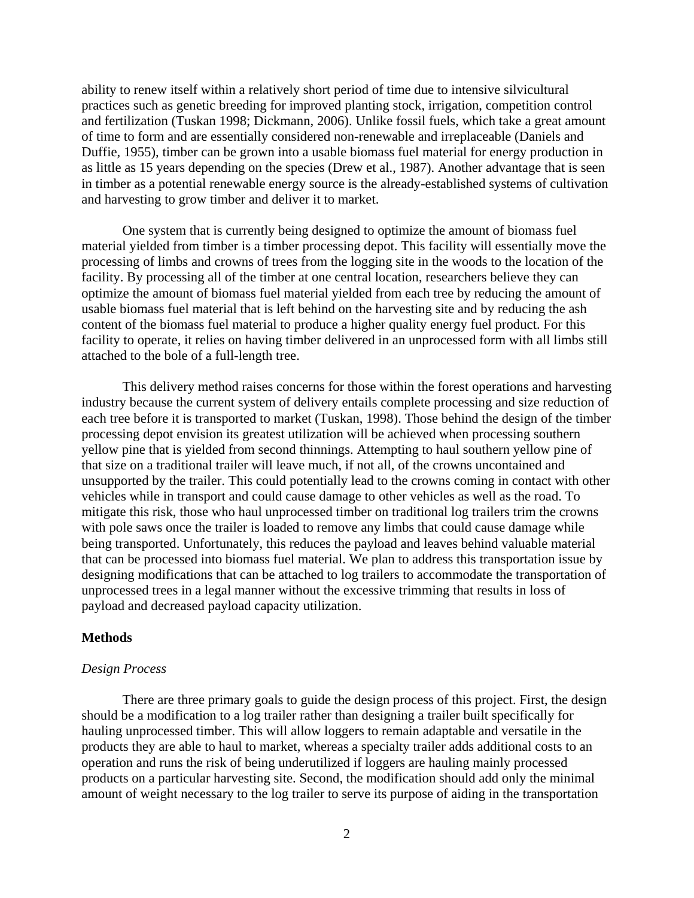ability to renew itself within a relatively short period of time due to intensive silvicultural practices such as genetic breeding for improved planting stock, irrigation, competition control and fertilization (Tuskan 1998; Dickmann, 2006). Unlike fossil fuels, which take a great amount of time to form and are essentially considered non-renewable and irreplaceable (Daniels and Duffie, 1955), timber can be grown into a usable biomass fuel material for energy production in as little as 15 years depending on the species (Drew et al., 1987). Another advantage that is seen in timber as a potential renewable energy source is the already-established systems of cultivation and harvesting to grow timber and deliver it to market.

One system that is currently being designed to optimize the amount of biomass fuel material yielded from timber is a timber processing depot. This facility will essentially move the processing of limbs and crowns of trees from the logging site in the woods to the location of the facility. By processing all of the timber at one central location, researchers believe they can optimize the amount of biomass fuel material yielded from each tree by reducing the amount of usable biomass fuel material that is left behind on the harvesting site and by reducing the ash content of the biomass fuel material to produce a higher quality energy fuel product. For this facility to operate, it relies on having timber delivered in an unprocessed form with all limbs still attached to the bole of a full-length tree.

This delivery method raises concerns for those within the forest operations and harvesting industry because the current system of delivery entails complete processing and size reduction of each tree before it is transported to market (Tuskan, 1998). Those behind the design of the timber processing depot envision its greatest utilization will be achieved when processing southern yellow pine that is yielded from second thinnings. Attempting to haul southern yellow pine of that size on a traditional trailer will leave much, if not all, of the crowns uncontained and unsupported by the trailer. This could potentially lead to the crowns coming in contact with other vehicles while in transport and could cause damage to other vehicles as well as the road. To mitigate this risk, those who haul unprocessed timber on traditional log trailers trim the crowns with pole saws once the trailer is loaded to remove any limbs that could cause damage while being transported. Unfortunately, this reduces the payload and leaves behind valuable material that can be processed into biomass fuel material. We plan to address this transportation issue by designing modifications that can be attached to log trailers to accommodate the transportation of unprocessed trees in a legal manner without the excessive trimming that results in loss of payload and decreased payload capacity utilization.

## Methods

### *Design Process*

There are three primary goals to guide the design process of this project. First, the design should be a modification to a log trailer rather than designing a trailer built specifically for hauling unprocessed timber. This will allow loggers to remain adaptable and versatile in the products they are able to haul to market, whereas a specialty trailer adds additional costs to an operation and runs the risk of being underutilized if loggers are hauling mainly processed products on a particular harvesting site. Second, the modification should add only the minimal amount of weight necessary to the log trailer to serve its purpose of aiding in the transportation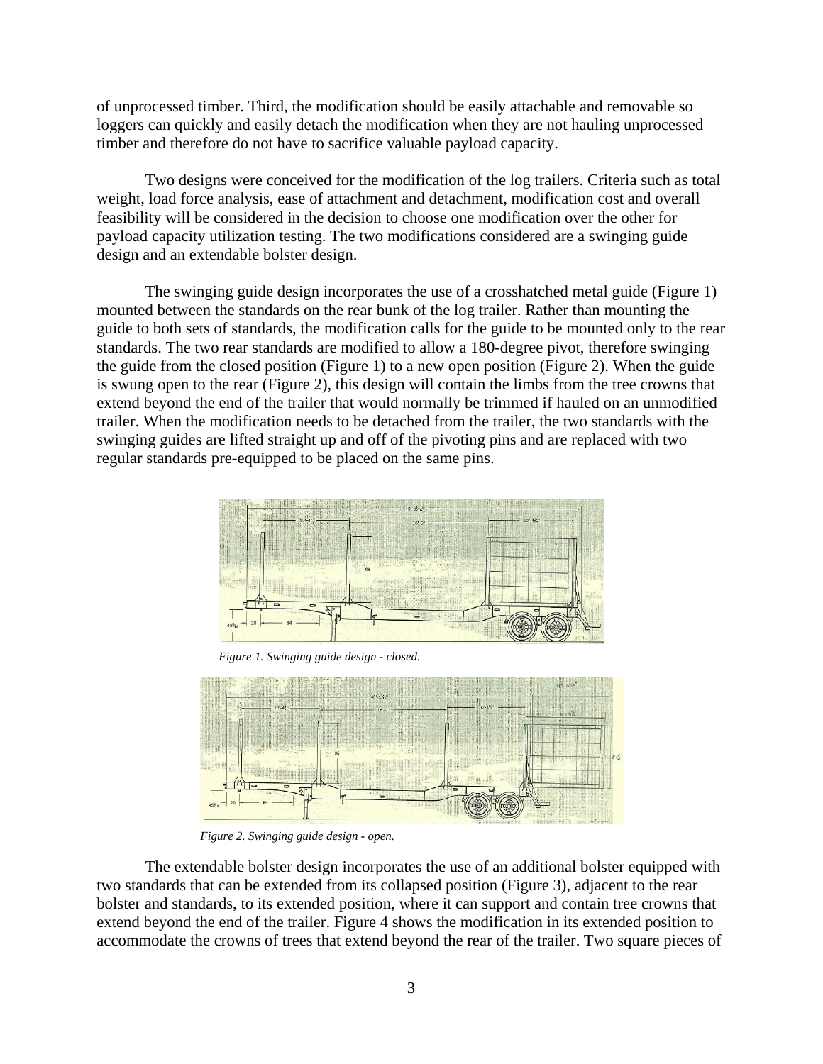of unprocessed timber. Third, the modification should be easily attachable and removable so loggers can quickly and easily detach the modification when they are not hauling unprocessed timber and therefore do not have to sacrifice valuable payload capacity.

Two designs were conceived for the modification of the log trailers. Criteria such as total weight, load force analysis, ease of attachment and detachment, modification cost and overall feasibility will be considered in the decision to choose one modification over the other for payload capacity utilization testing. The two modifications considered are a swinging guide design and an extendable bolster design.

The swinging guide design incorporates the use of a crosshatched metal guide (Figure 1) mounted between the standards on the rear bunk of the log trailer. Rather than mounting the guide to both sets of standards, the modification calls for the guide to be mounted only to the rear standards. The two rear standards are modified to allow a 180-degree pivot, therefore swinging the guide from the closed position (Figure 1) to a new open position (Figure 2). When the guide is swung open to the rear (Figure 2), this design will contain the limbs from the tree crowns that extend beyond the end of the trailer that would normally be trimmed if hauled on an unmodified trailer. When the modification needs to be detached from the trailer, the two standards with the swinging guides are lifted straight up and off of the pivoting pins and are replaced with two regular standards pre-equipped to be placed on the same pins.

*Figure 1. Swinging guide design - closed.*

*Figure 2. Swinging guide design - open.*

The extendable bolster design incorporates the use of an additional bolster equipped with two standards that can be extended from its collapsed position (Figure 3), adjacent to the rear bolster and standards, to its extended position, where it can support and contain tree crowns that extend beyond the end of the trailer. Figure 4 shows the modification in its extended position to accommodate the crowns of trees that extend beyond the rear of the trailer. Two square pieces of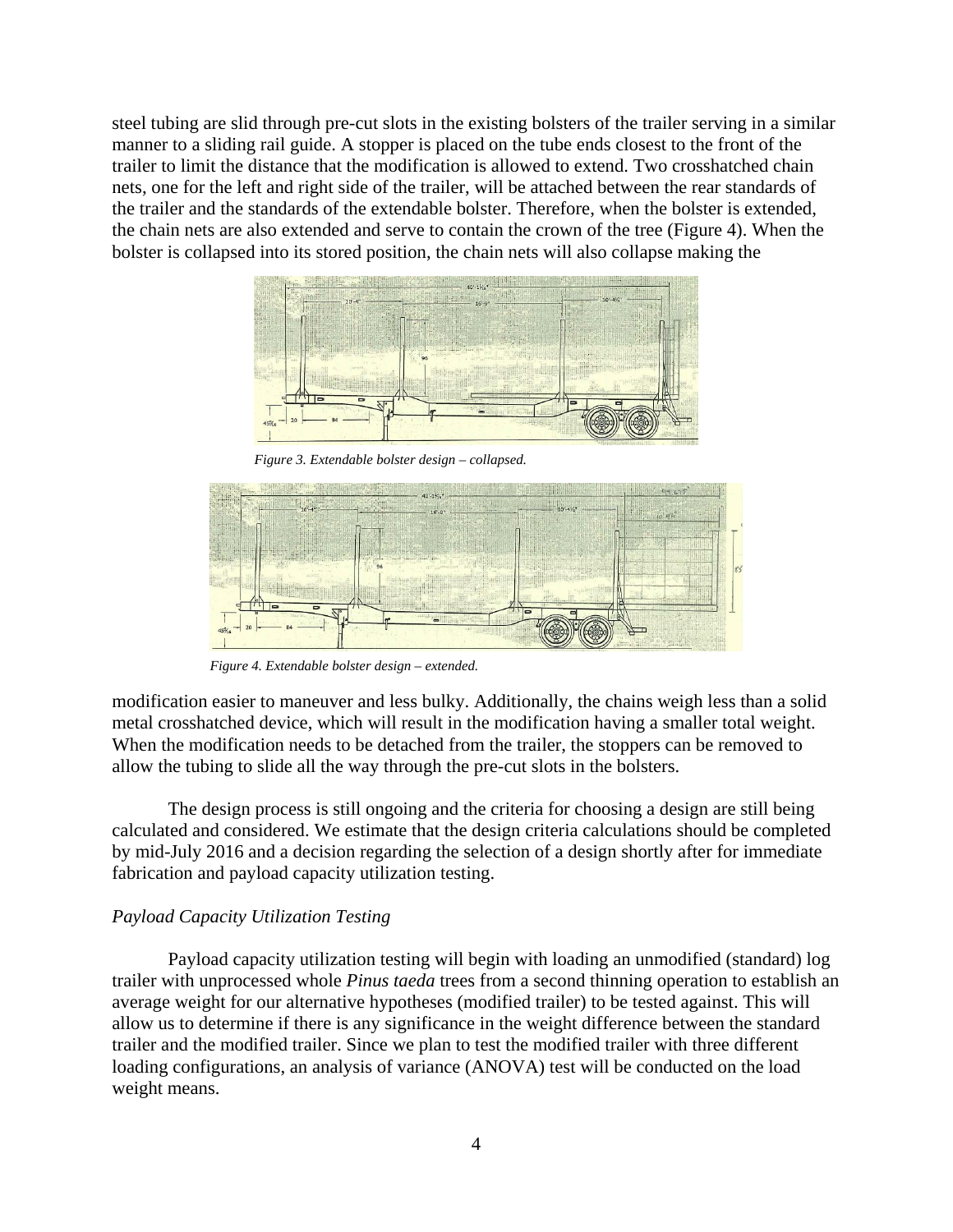steel tubing are slid through pre-cut slots in the existing bolsters of the trailer serving in a similar manner to a sliding rail guide. A stopper is placed on the tube ends closest to the front of the trailer to limit the distance that the modification is allowed to extend. Two crosshatched chain nets, one for the left and right side of the trailer, will be attached between the rear standards of the trailer and the standards of the extendable bolster. Therefore, when the bolster is extended, the chain nets are also extended and serve to contain the crown of the tree (Figure 4). When the bolster is collapsed into its stored position, the chain nets will also collapse making the

*Figure 3. Extendable bolster design – collapsed.*

*Figure 4. Extendable bolster design – extended.*

modification easier to maneuver and less bulky. Additionally, the chains weigh less than a solid metal crosshatched device, which will result in the modification having a smaller total weight. When the modification needs to be detached from the trailer, the stoppers can be removed to allow the tubing to slide all the way through the pre-cut slots in the bolsters.

The design process is still ongoing and the criteria for choosing a design are still being calculated and considered. We estimate that the design criteria calculations should be completed by mid-July 2016 and a decision regarding the selection of a design shortly after for immediate fabrication and payload capacity utilization testing.

### *Payload Capacity Utilization Testing*

Payload capacity utilization testing will begin with loading an unmodified (standard) log trailer with unprocessed whole *Pinus taeda* trees from a second thinning operation to establish an average weight for our alternative hypotheses (modified trailer) to be tested against. This will allow us to determine if there is any significance in the weight difference between the standard trailer and the modified trailer. Since we plan to test the modified trailer with three different loading configurations, an analysis of variance (ANOVA) test will be conducted on the load weight means.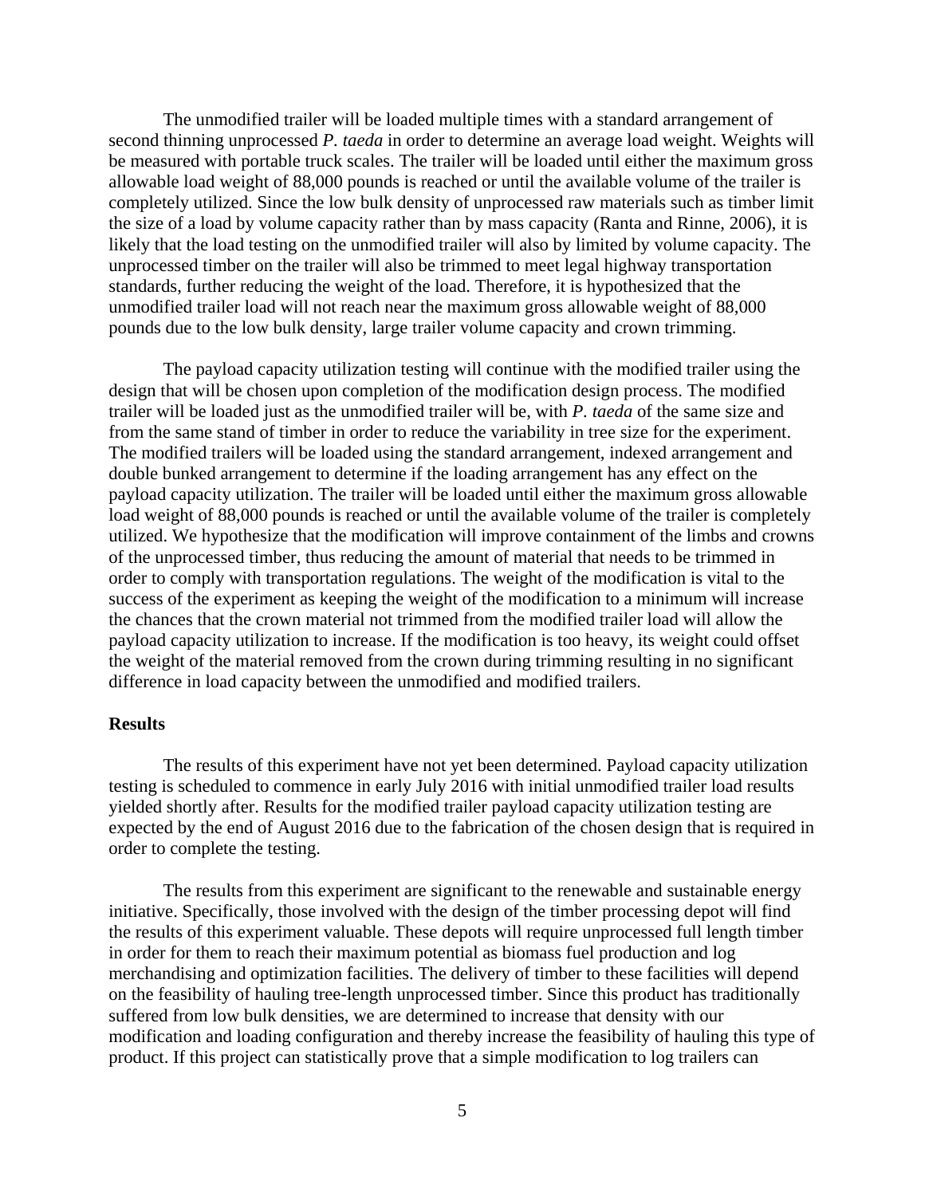The unmodified trailer will be loaded multiple times with a standard arrangement of second thinning unprocessed *P. taeda* in order to determine an average load weight. Weights will be measured with portable truck scales. The trailer will be loaded until either the maximum gross allowable load weight of 88,000 pounds is reached or until the available volume of the trailer is completely utilized. Since the low bulk density of unprocessed raw materials such as timber limit the size of a load by volume capacity rather than by mass capacity (Ranta and Rinne, 2006), it is likely that the load testing on the unmodified trailer will also by limited by volume capacity. The unprocessed timber on the trailer will also be trimmed to meet legal highway transportation standards, further reducing the weight of the load. Therefore, it is hypothesized that the unmodified trailer load will not reach near the maximum gross allowable weight of 88,000 pounds due to the low bulk density, large trailer volume capacity and crown trimming.

The payload capacity utilization testing will continue with the modified trailer using the design that will be chosen upon completion of the modification design process. The modified trailer will be loaded just as the unmodified trailer will be, with *P. taeda* of the same size and from the same stand of timber in order to reduce the variability in tree size for the experiment. The modified trailers will be loaded using the standard arrangement, indexed arrangement and double bunked arrangement to determine if the loading arrangement has any effect on the payload capacity utilization. The trailer will be loaded until either the maximum gross allowable load weight of 88,000 pounds is reached or until the available volume of the trailer is completely utilized. We hypothesize that the modification will improve containment of the limbs and crowns of the unprocessed timber, thus reducing the amount of material that needs to be trimmed in order to comply with transportation regulations. The weight of the modification is vital to the success of the experiment as keeping the weight of the modification to a minimum will increase the chances that the crown material not trimmed from the modified trailer load will allow the payload capacity utilization to increase. If the modification is too heavy, its weight could offset the weight of the material removed from the crown during trimming resulting in no significant difference in load capacity between the unmodified and modified trailers.

## Results

The results of this experiment have not yet been determined. Payload capacity utilization testing is scheduled to commence in early July 2016 with initial unmodified trailer load results yielded shortly after. Results for the modified trailer payload capacity utilization testing are expected by the end of August 2016 due to the fabrication of the chosen design that is required in order to complete the testing.

The results from this experiment are significant to the renewable and sustainable energy initiative. Specifically, those involved with the design of the timber processing depot will find the results of this experiment valuable. These depots will require unprocessed full length timber in order for them to reach their maximum potential as biomass fuel production and log merchandising and optimization facilities. The delivery of timber to these facilities will depend on the feasibility of hauling tree-length unprocessed timber. Since this product has traditionally suffered from low bulk densities, we are determined to increase that density with our modification and loading configuration and thereby increase the feasibility of hauling this type of product. If this project can statistically prove that a simple modification to log trailers can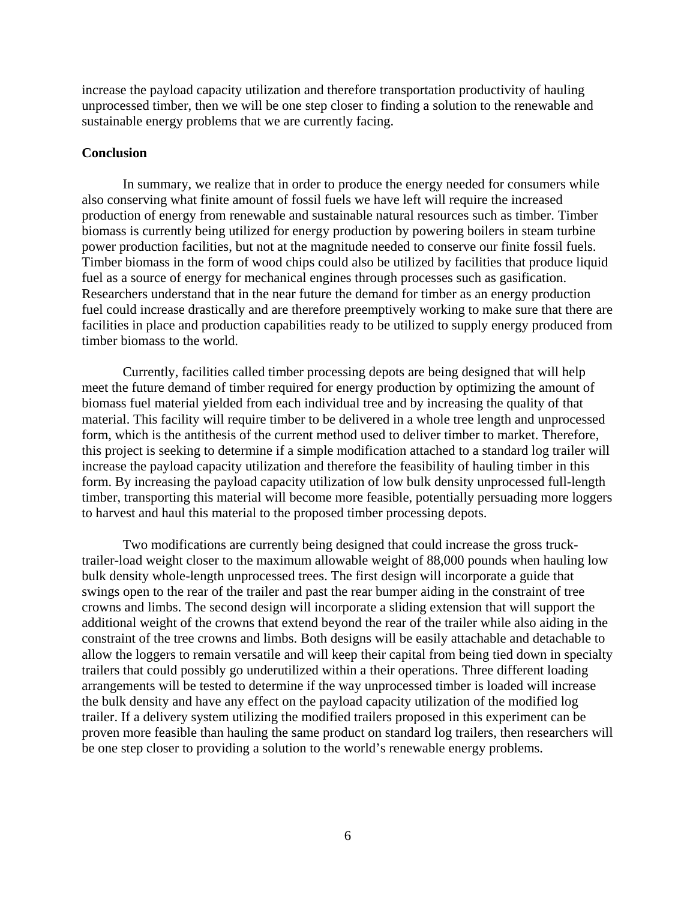increase the payload capacity utilization and therefore transportation productivity of hauling unprocessed timber, then we will be one step closer to finding a solution to the renewable and sustainable energy problems that we are currently facing.

**Conclusion**

In summary, we realize that in order to produce the energy needed for consumers while also conserving what finite amount of fossil fuels we have left will require the increased production of energy from renewable and sustainable natural resources such as timber. Timber biomass is currently being utilized for energy production by powering boilers in steam turbine power production facilities, but not at the magnitude needed to conserve our finite fossil fuels. Timber biomass in the form of wood chips could also be utilized by facilities that produce liquid fuel as a source of energy for mechanical engines through processes such as gasification. Researchers understand that in the near future the demand for timber as an energy production fuel could increase drastically and are therefore preemptively working to make sure that there are facilities in place and production capabilities ready to be utilized to supply energy produced from timber biomass to the world.

Currently, facilities called timber processing depots are being designed that will help meet the future demand of timber required for energy production by optimizing the amount of biomass fuel material yielded from each individual tree and by increasing the quality of that material. This facility will require timber to be delivered in a whole tree length and unprocessed form, which is the antithesis of the current method used to deliver timber to market. Therefore, this project is seeking to determine if a simple modification attached to a standard log trailer will increase the payload capacity utilization and therefore the feasibility of hauling timber in this form. By increasing the payload capacity utilization of low bulk density unprocessed full-length timber, transporting this material will become more feasible, potentially persuading more loggers to harvest and haul this material to the proposed timber processing depots.

Two modifications are currently being designed that could increase the gross truck-trailer-load weight closer to the maximum allowable weight of 88,000 pounds when hauling low bulk density whole-length unprocessed trees. The first design will incorporate a guide that swings open to the rear of the trailer and past the rear bumper aiding in the constraint of tree crowns and limbs. The second design will incorporate a sliding extension that will support the additional weight of the crowns that extend beyond the rear of the trailer while also aiding in the constraint of the tree crowns and limbs. Both designs will be easily attachable and detachable to allow the loggers to remain versatile and will keep their capital from being tied down in specialty trailers that could possibly go underutilized within a their operations. Three different loading arrangements will be tested to determine if the way unprocessed timber is loaded will increase the bulk density and have any effect on the payload capacity utilization of the modified log trailer. If a delivery system utilizing the modified trailers proposed in this experiment can be proven more feasible than hauling the same product on standard log trailers, then researchers will be one step closer to providing a solution to the world's renewable energy problems.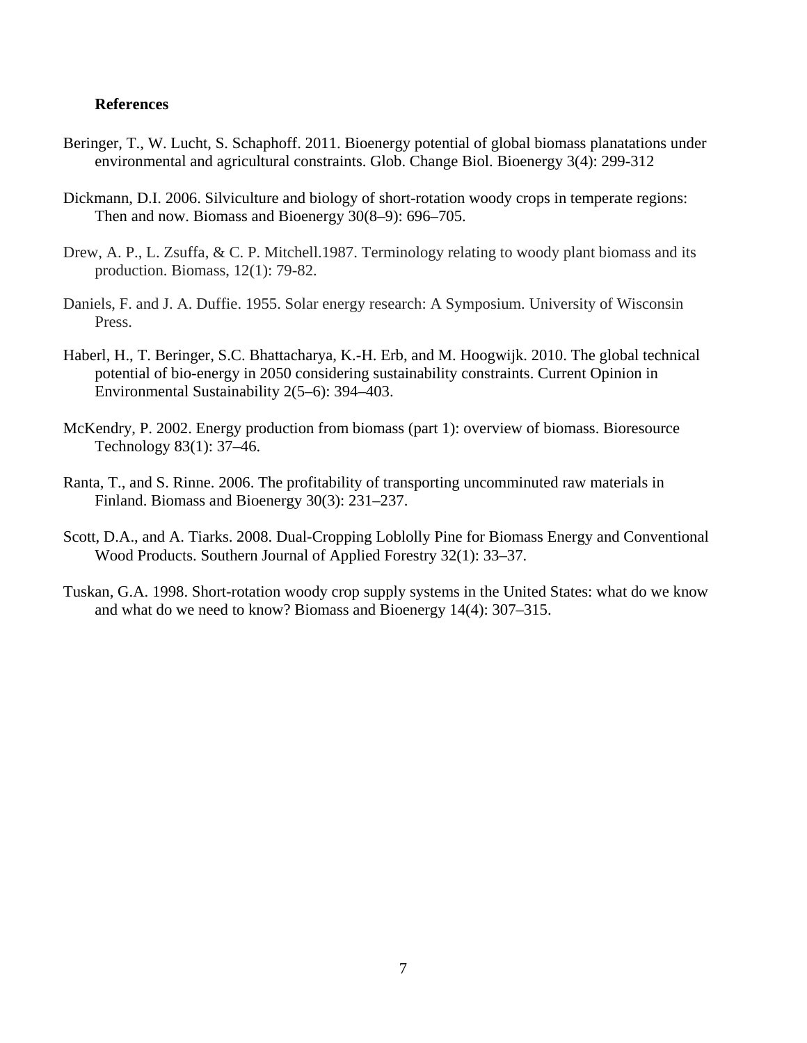## References

Beringer, T., W. Lucht, S. Schaphoff. 2011. Bioenergy potential of global biomass planatations under environmental and agricultural constraints. Glob. Change Biol. Bioenergy 3(4): 299-312

Dickmann, D.I. 2006. Silviculture and biology of short-rotation woody crops in temperate regions: Then and now. Biomass and Bioenergy 30(8–9): 696–705.

Drew, A. P., L. Zsuffa, & C. P. Mitchell.1987. Terminology relating to woody plant biomass and its production. Biomass, 12(1): 79-82.

Daniels, F. and J. A. Duffie. 1955. Solar energy research: A Symposium. University of Wisconsin Press.

Haberl, H., T. Beringer, S.C. Bhattacharya, K.-H. Erb, and M. Hoogwijk. 2010. The global technical potential of bio-energy in 2050 considering sustainability constraints. Current Opinion in Environmental Sustainability 2(5–6): 394–403.

McKendry, P. 2002. Energy production from biomass (part 1): overview of biomass. Bioresource Technology 83(1): 37–46.

Ranta, T., and S. Rinne. 2006. The profitability of transporting uncomminuted raw materials in Finland. Biomass and Bioenergy 30(3): 231–237.

Scott, D.A., and A. Tiarks. 2008. Dual-Cropping Loblolly Pine for Biomass Energy and Conventional Wood Products. Southern Journal of Applied Forestry 32(1): 33–37.

Tuskan, G.A. 1998. Short-rotation woody crop supply systems in the United States: what do we know and what do we need to know? Biomass and Bioenergy 14(4): 307–315.